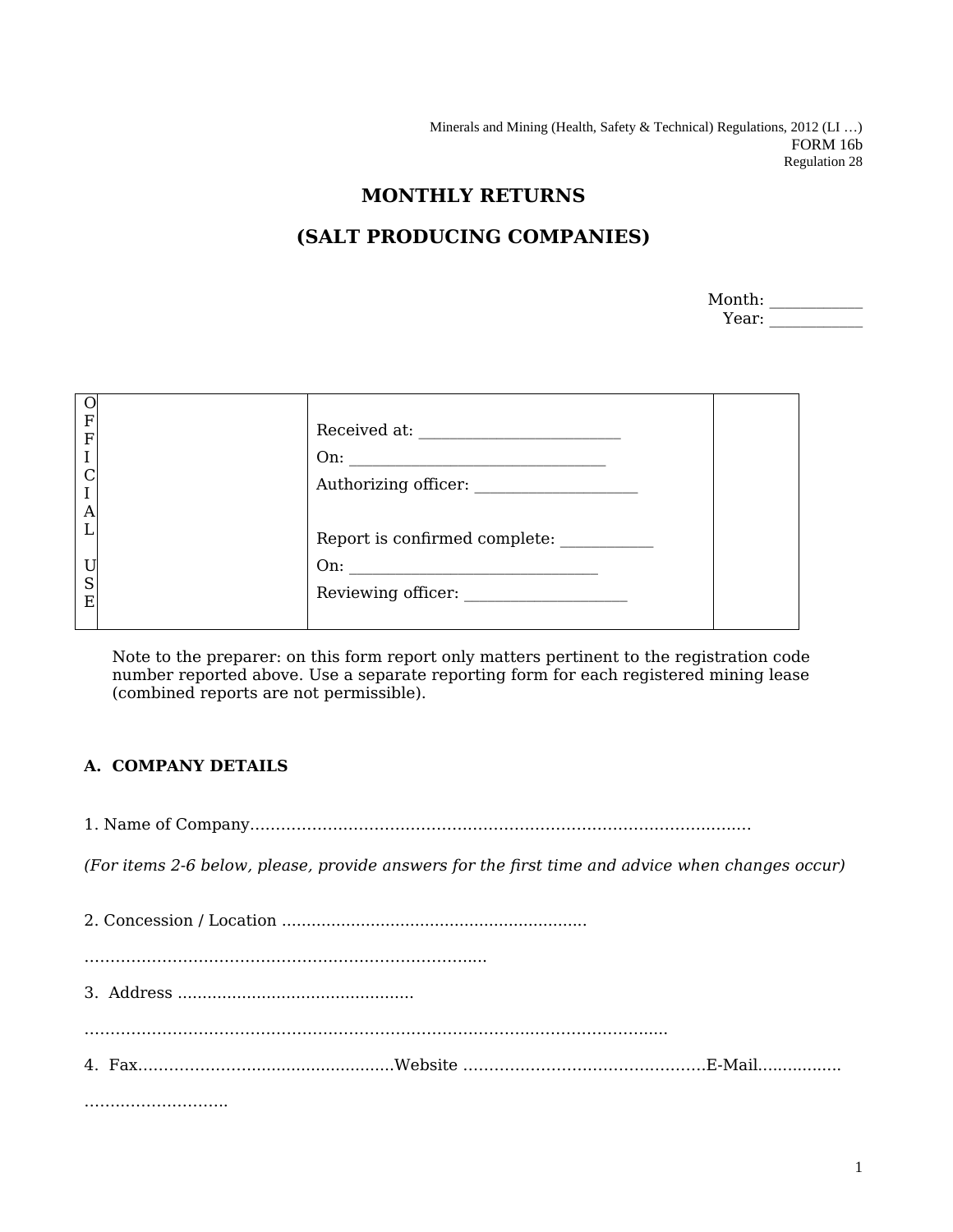Minerals and Mining (Health, Safety & Technical) Regulations, 2012 (LI …)
FORM 16b
Regulation 28

# MONTHLY RETURNS

# (SALT PRODUCING COMPANIES)

Month: ___________
Year: ___________

| OFFICIAL USE | | Received at: ________________________<br>On: ______________________________<br>Authorizing officer: ___________________<br><br>Report is confirmed complete: ___________<br>On: ______________________________<br>Reviewing officer: ___________________ | |
|---|---|---|---|

Note to the preparer: on this form report only matters pertinent to the registration code number reported above. Use a separate reporting form for each registered mining lease (combined reports are not permissible).

**A. COMPANY DETAILS**

1. Name of Company...................................................................................................

*(For items 2-6 below, please, provide answers for the first time and advice when changes occur)*

2. Concession / Location .............................................................

..............................................................................

3. Address ...............................................

..................................................................................................................

4. Fax..................................................Website ..............................................E-Mail.................

............................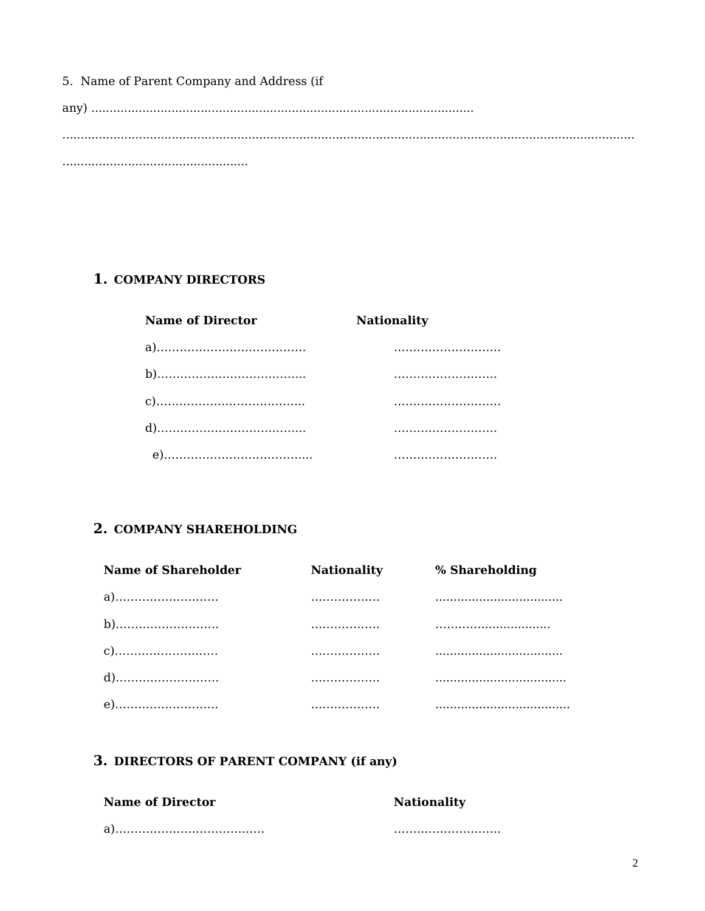5. Name of Parent Company and Address (if any) ........................................................................................................

........................................................................................................................................................................

..................................................

## 1. COMPANY DIRECTORS

| Name of Director | Nationality |
|---|---|
| a)....................................... | ............................ |
| b)....................................... | ........................... |
| c)....................................... | ............................ |
| d)....................................... | ........................... |
| e)....................................... | ........................... |

## 2. COMPANY SHAREHOLDING

| Name of Shareholder | Nationality | % Shareholding |
|---|---|---|
| a)........................... | .................. | .................................. |
| b)........................... | .................. | .............................. |
| c)........................... | .................. | .................................. |
| d)........................... | .................. | ................................... |
| e)........................... | .................. | .................................... |

## 3. DIRECTORS OF PARENT COMPANY (if any)

| Name of Director | Nationality |
|---|---|
| a)....................................... | ............................ |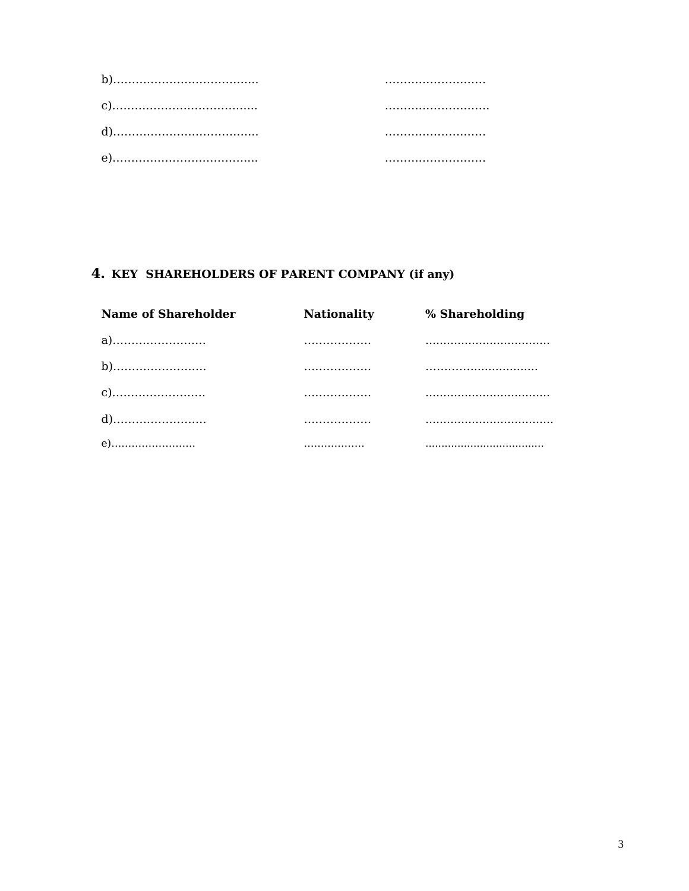b)……………………………….. ………………………

c)……………………………….. ……………………….

d)……………………………….. ………………………

e)……………………………….. ………………………

## 4. KEY SHAREHOLDERS OF PARENT COMPANY (if any)

| Name of Shareholder | Nationality | % Shareholding |
|---|---|---|
| a)……………………. | ……………… | …………………………….. |
| b)……………………. | ……………… | ………………………….. |
| c)……………………. | ……………… | …………………………….. |
| d)……………………. | ……………… | ……………………………… |
| e)……………………. | ……………… | ……………………………… |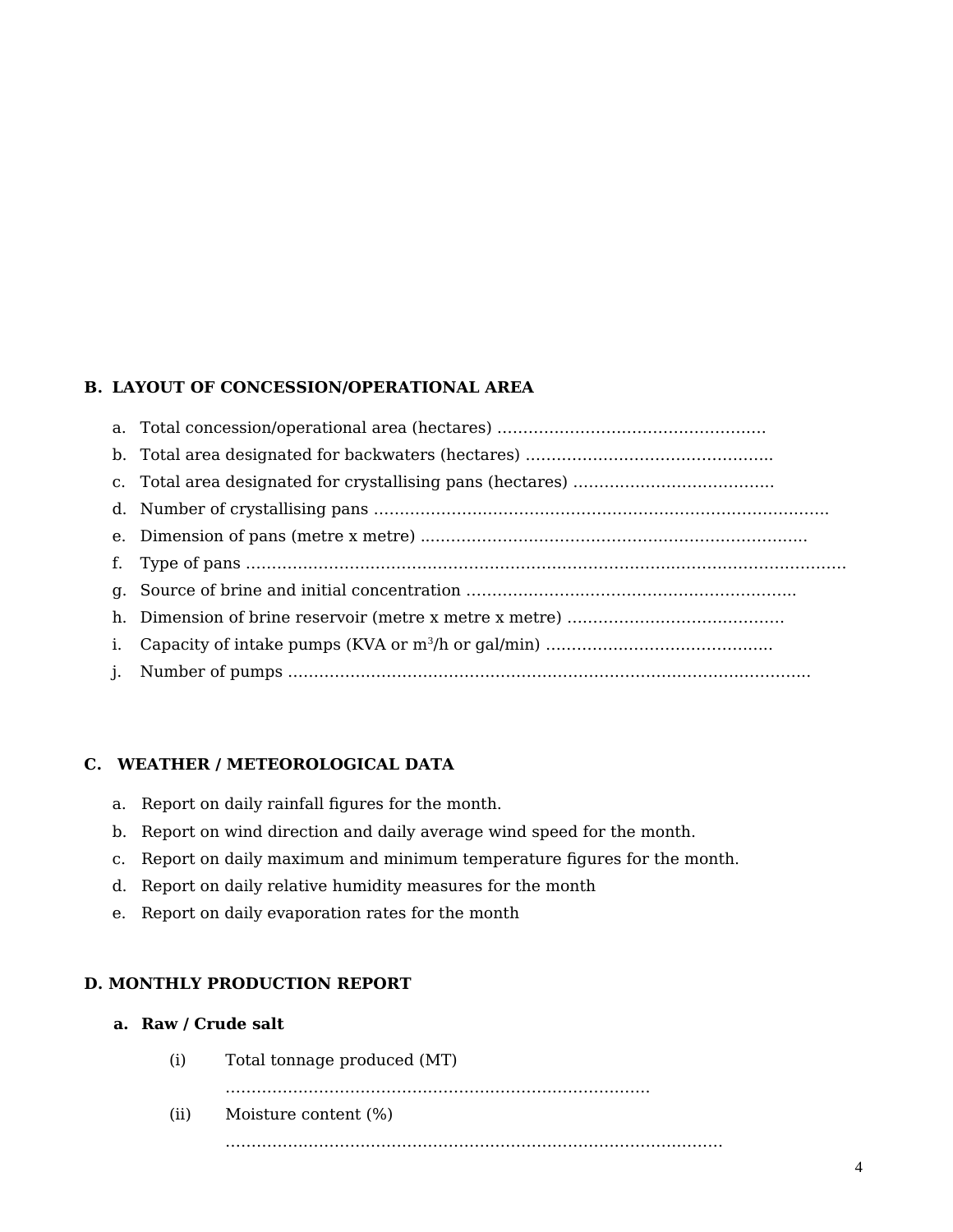## B. LAYOUT OF CONCESSION/OPERATIONAL AREA

a. Total concession/operational area (hectares) ……………………………………………

b. Total area designated for backwaters (hectares) …………………………………………

c. Total area designated for crystallising pans (hectares) ……………………………….

d. Number of crystallising pans ……………………………………………………………………………..

e. Dimension of pans (metre x metre) …………………………………………………………………

f. Type of pans ………………………………………………………………………………………………………

g. Source of brine and initial concentration ……………………………………………………….

h. Dimension of brine reservoir (metre x metre x metre) ……………………………………

i. Capacity of intake pumps (KVA or $m^3$/h or gal/min) ……………………………………..

j. Number of pumps ……………………………………………………………………………………….

## C. WEATHER / METEOROLOGICAL DATA

a. Report on daily rainfall figures for the month.

b. Report on wind direction and daily average wind speed for the month.

c. Report on daily maximum and minimum temperature figures for the month.

d. Report on daily relative humidity measures for the month

e. Report on daily evaporation rates for the month

## D. MONTHLY PRODUCTION REPORT

**a. Raw / Crude salt**

(i) Total tonnage produced (MT)

………………………………………………………………………….

(ii) Moisture content (%)

……………………………………………………………………………………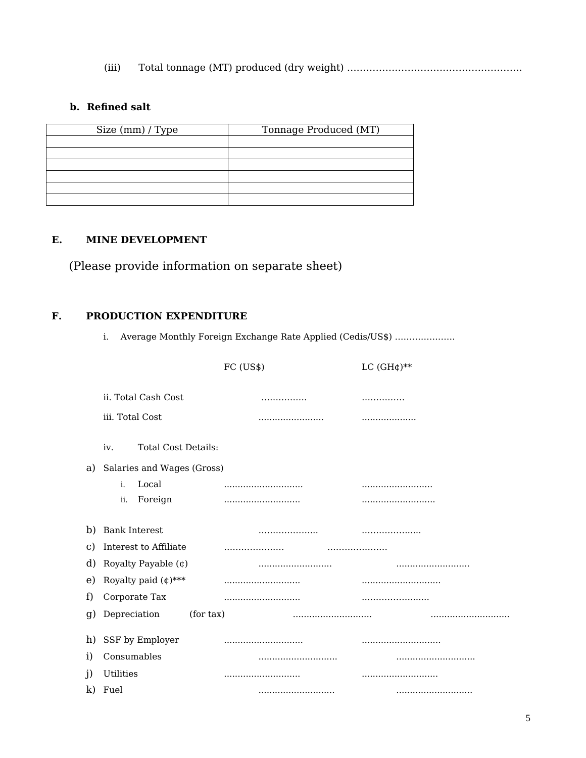(iii) Total tonnage (MT) produced (dry weight) ……………………………………………….

**b. Refined salt**

| Size (mm) / Type | Tonnage Produced (MT) |
|---|---|
| | |
| | |
| | |
| | |
| | |
| | |

## E. MINE DEVELOPMENT

(Please provide information on separate sheet)

## F. PRODUCTION EXPENDITURE

i. Average Monthly Foreign Exchange Rate Applied (Cedis/US$) …………………

| | FC (US$) | LC (GH¢)** |
|---|---|---|
| ii. Total Cash Cost | ……………. | …………… |
| iii. Total Cost | ...................... | .................... |

iv. Total Cost Details:

| | FC (US$) | LC (GH¢)** |
|---|---|---|
| a) Salaries and Wages (Gross) | | |
| i. Local | ............................ | .......................... |
| ii. Foreign | ............................ | ........................... |
| b) Bank Interest | ………………… | ………………… |
| c) Interest to Affiliate | ………………… | ………………… |
| d) Royalty Payable (¢) | ........................... | ........................... |
| e) Royalty paid (¢)*** | ............................ | ............................. |
| f) Corporate Tax | ............................ | …………………… |
| g) Depreciation (for tax) | ............................ | ............................ |
| h) SSF by Employer | ............................ | ............................ |
| i) Consumables | ............................ | ............................ |
| j) Utilities | ............................ | ............................ |
| k) Fuel | ............................ | ............................ |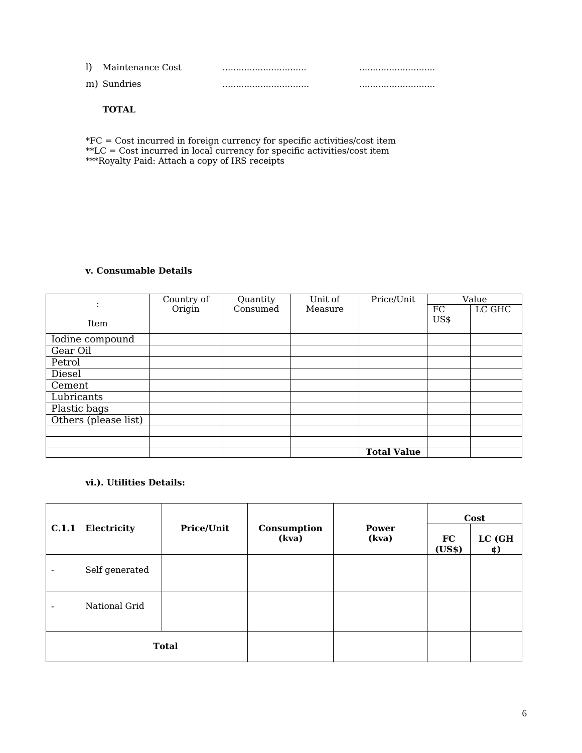l) Maintenance Cost .............................. ............................

m) Sundries ................................ ............................

**TOTAL**

*FC = Cost incurred in foreign currency for specific activities/cost item
**LC = Cost incurred in local currency for specific activities/cost item
***Royalty Paid: Attach a copy of IRS receipts

**v. Consumable Details**

| : Item | Country of Origin | Quantity Consumed | Unit of Measure | Price/Unit | Value | |
|---|---|---|---|---|---|---|
| | | | | | FC US$ | LC GHC |
| Iodine compound | | | | | | |
| Gear Oil | | | | | | |
| Petrol | | | | | | |
| Diesel | | | | | | |
| Cement | | | | | | |
| Lubricants | | | | | | |
| Plastic bags | | | | | | |
| Others (please list) | | | | | | |
| | | | | | | |
| | | | | | | |
| | | | | **Total Value** | | |

**vi.). Utilities Details:**

| **C.1.1 Electricity** | **Price/Unit** | **Consumption (kva)** | **Power (kva)** | **Cost** | |
|---|---|---|---|---|---|
| | | | | **FC (US$)** | **LC (GH ¢)** |
| - Self generated | | | | | |
| - National Grid | | | | | |
| **Total** | | | | | |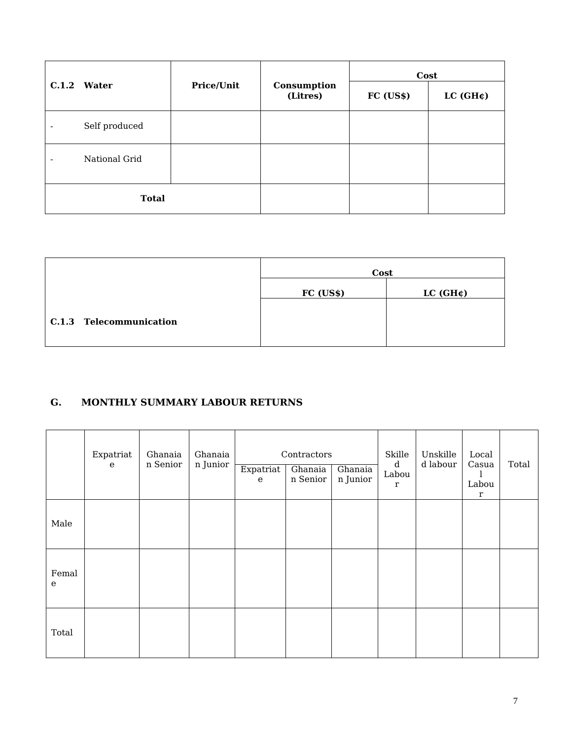| C.1.2 Water | Price/Unit | Consumption (Litres) | Cost | |
|---|---|---|---|---|
| | | | FC (US$) | LC (GH¢) |
| - Self produced | | | | |
| - National Grid | | | | |
| Total | | | | |

| | Cost | |
|---|---|---|
| | FC (US$) | LC (GH¢) |
| C.1.3 Telecommunication | | |

## G. MONTHLY SUMMARY LABOUR RETURNS

| | Expatriate | Ghanaian Senior | Ghanaian Junior | Contractors | | | Skilled Labour | Unskilled labour | Local Casual Labour | Total |
|---|---|---|---|---|---|---|---|---|---|---|
| | | | | Expatriate | Ghanaian Senior | Ghanaian Junior | | | | |
| Male | | | | | | | | | | |
| Female | | | | | | | | | | |
| Total | | | | | | | | | | |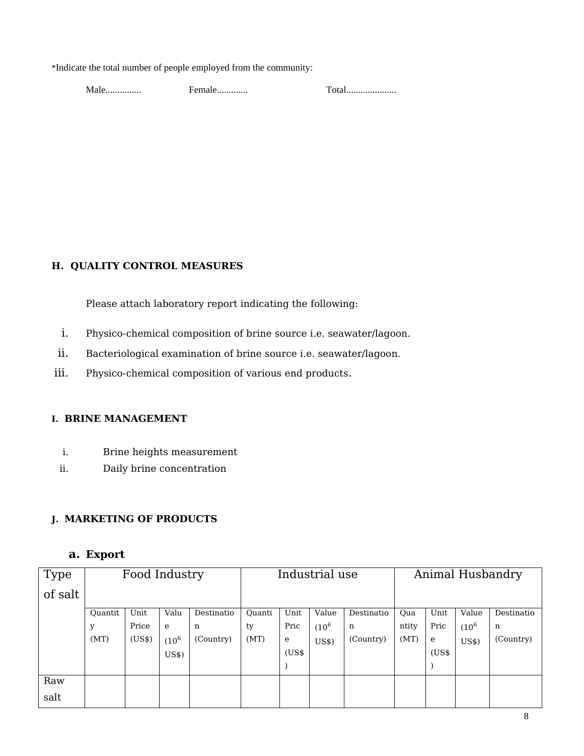*Indicate the total number of people employed from the community:

Male............... Female............. Total.....................

## H. QUALITY CONTROL MEASURES

Please attach laboratory report indicating the following:

i. Physico-chemical composition of brine source i.e. seawater/lagoon.
ii. Bacteriological examination of brine source i.e. seawater/lagoon.
iii. Physico-chemical composition of various end products.

## I. BRINE MANAGEMENT

i. Brine heights measurement
ii. Daily brine concentration

## J. MARKETING OF PRODUCTS

### a. Export

| Type of salt | Food Industry | | | | Industrial use | | | | Animal Husbandry | | | |
|---|---|---|---|---|---|---|---|---|---|---|---|---|
| | Quantity (MT) | Unit Price (US$) | Value ($10^6$ US$) | Destination (Country) | Quantity (MT) | Unit Price (US$) | Value ($10^6$ US$) | Destination (Country) | Quantity (MT) | Unit Price (US$) | Value ($10^6$ US$) | Destination (Country) |
| Raw salt | | | | | | | | | | | | |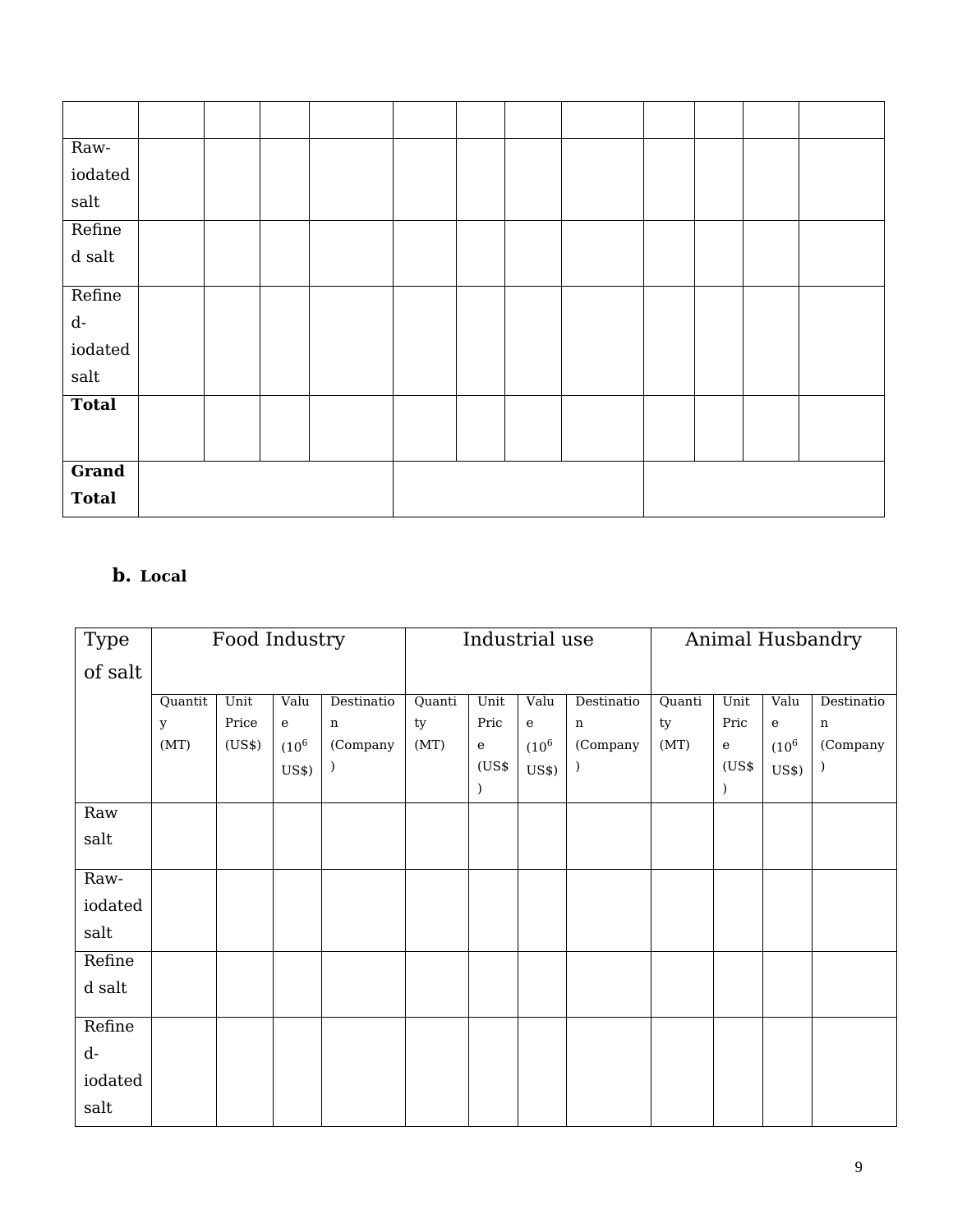| | | | | | | | | | | | | |
|---|---|---|---|---|---|---|---|---|---|---|---|---|
| Raw-iodated salt | | | | | | | | | | | | |
| Refined salt | | | | | | | | | | | | |
| Refined-iodated salt | | | | | | | | | | | | |
| **Total** | | | | | | | | | | | | |
| **Grand Total** | | | | | | | | | | | | |

## b. Local

| Type of salt | Food Industry | | | | Industrial use | | | | Animal Husbandry | | | |
|---|---|---|---|---|---|---|---|---|---|---|---|---|
| | Quantity (MT) | Unit Price (US$) | Value ($10^6$ US$) | Destination (Company) | Quantity (MT) | Unit Price (US$) | Value ($10^6$ US$) | Destination (Company) | Quantity (MT) | Unit Price (US$) | Value ($10^6$ US$) | Destination (Company) |
| Raw salt | | | | | | | | | | | | |
| Raw-iodated salt | | | | | | | | | | | | |
| Refined salt | | | | | | | | | | | | |
| Refined-iodated salt | | | | | | | | | | | | |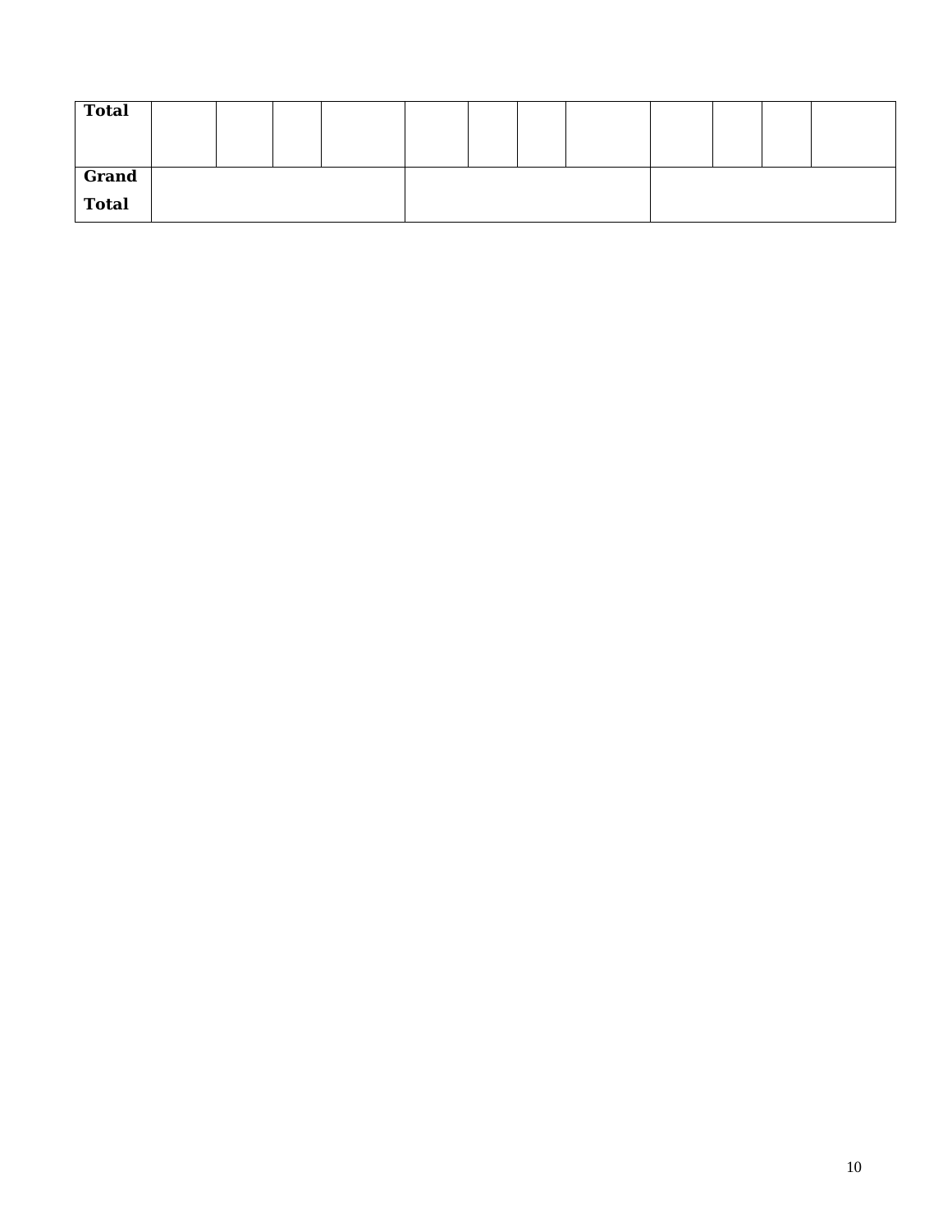| | | | | | | | | | | | | |
|---|---|---|---|---|---|---|---|---|---|---|---|---|
| **Total** | | | | | | | | | | | | |
| **Grand Total** | | | | | | | | | | | | |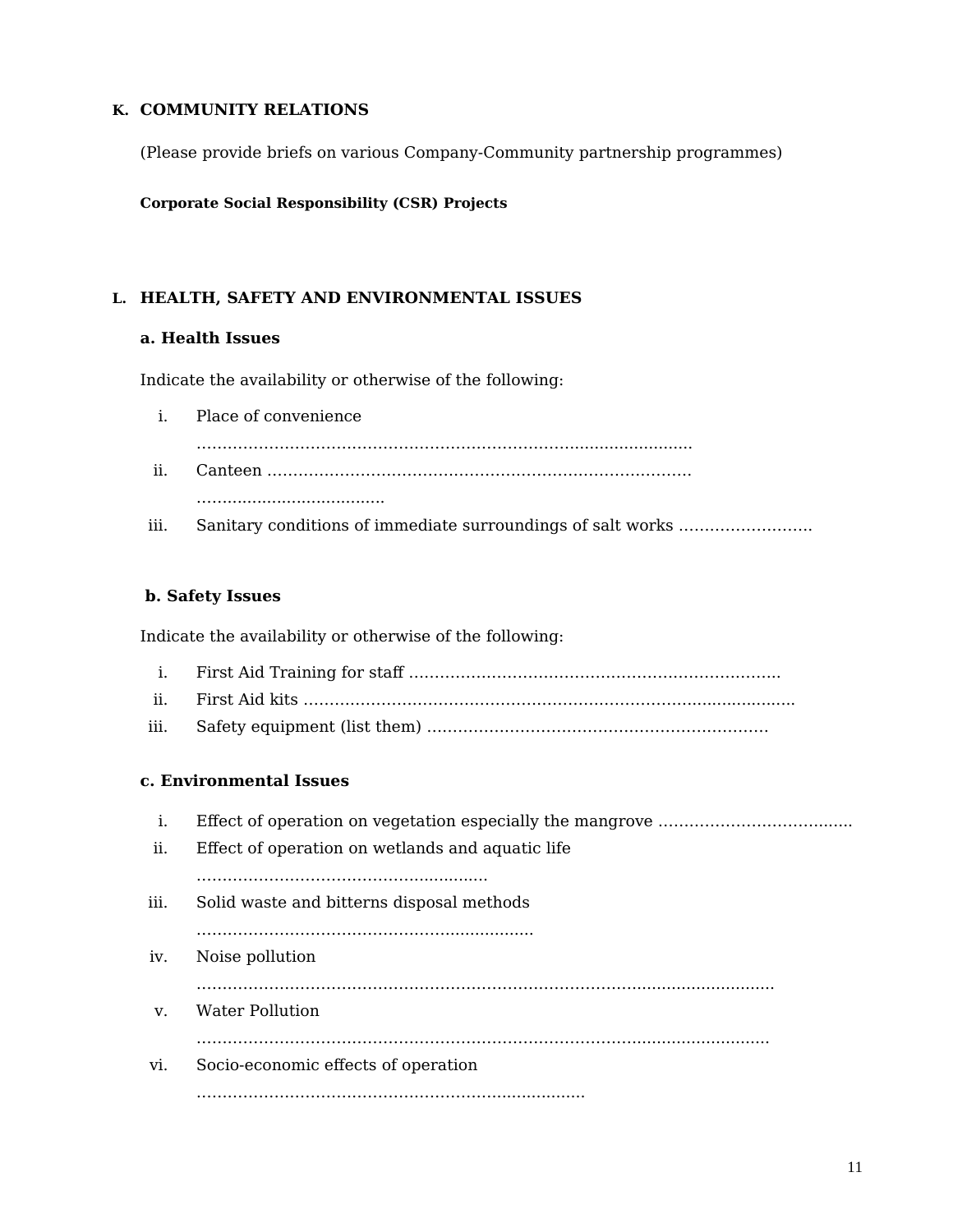## K. COMMUNITY RELATIONS

(Please provide briefs on various Company-Community partnership programmes)

**Corporate Social Responsibility (CSR) Projects**

## L. HEALTH, SAFETY AND ENVIRONMENTAL ISSUES

### a. Health Issues

Indicate the availability or otherwise of the following:

i. Place of convenience
……………………………………………………………………………………

ii. Canteen ………………………………………………………………………
…………………………………

iii. Sanitary conditions of immediate surroundings of salt works ……………………….

### b. Safety Issues

Indicate the availability or otherwise of the following:

i. First Aid Training for staff ………………………………………………………………

ii. First Aid kits ……………………………………………………………………………………

iii. Safety equipment (list them) …………………………………………………………

### c. Environmental Issues

i. Effect of operation on vegetation especially the mangrove ……………………………….

ii. Effect of operation on wetlands and aquatic life
…………………………………………………

iii. Solid waste and bitterns disposal methods
…………………………………………………………

iv. Noise pollution
………………………………………………………………………………………………………

v. Water Pollution
………………………………………………………………………………………………………

vi. Socio-economic effects of operation
…………………………………………………………………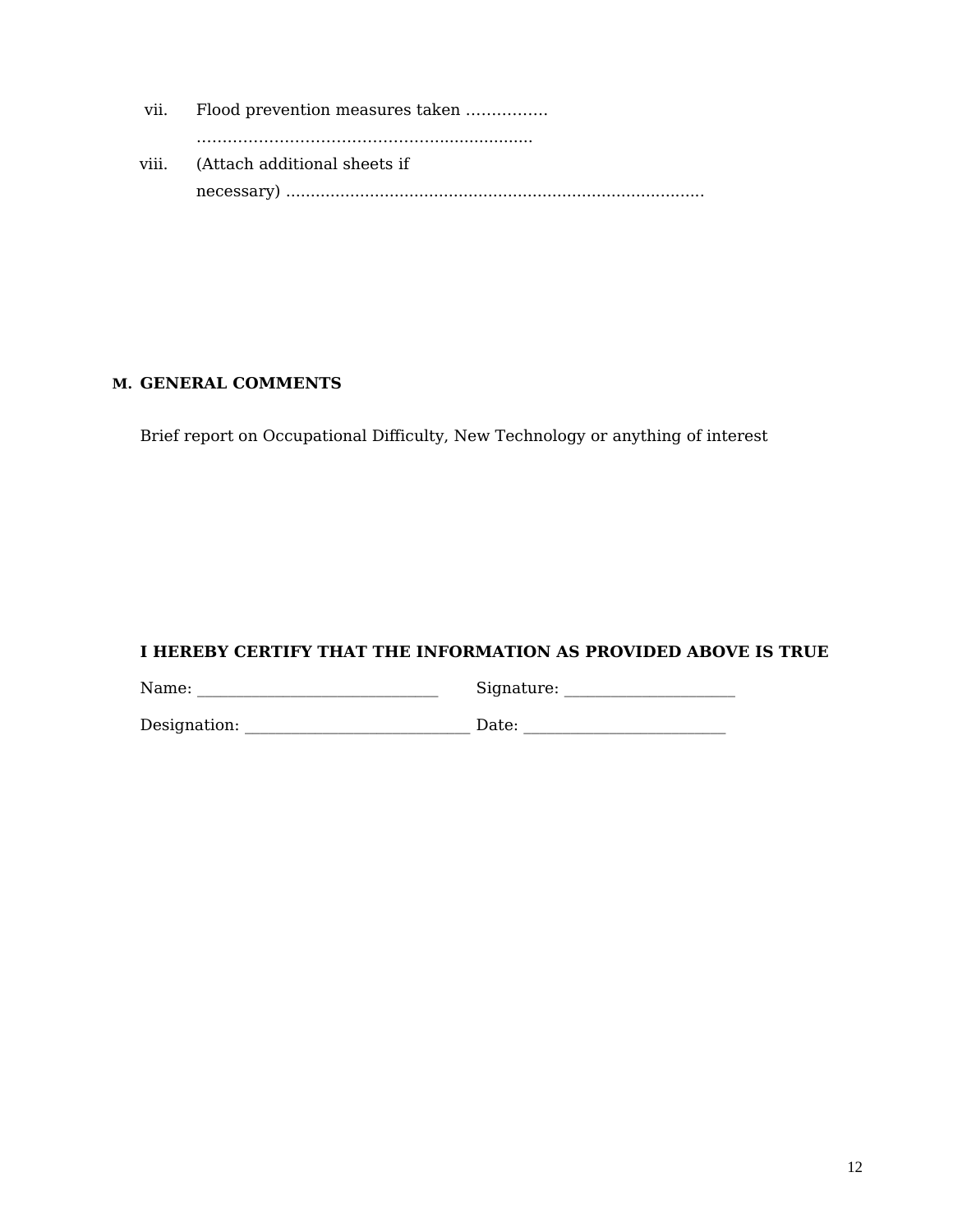vii. Flood prevention measures taken …………….
……………………………………………………….

viii. (Attach additional sheets if necessary) …………………………………………………………………………

## M. GENERAL COMMENTS

Brief report on Occupational Difficulty, New Technology or anything of interest

**I HEREBY CERTIFY THAT THE INFORMATION AS PROVIDED ABOVE IS TRUE**

Name: _____________________________ Signature: ____________________

Designation: ___________________________ Date: ________________________